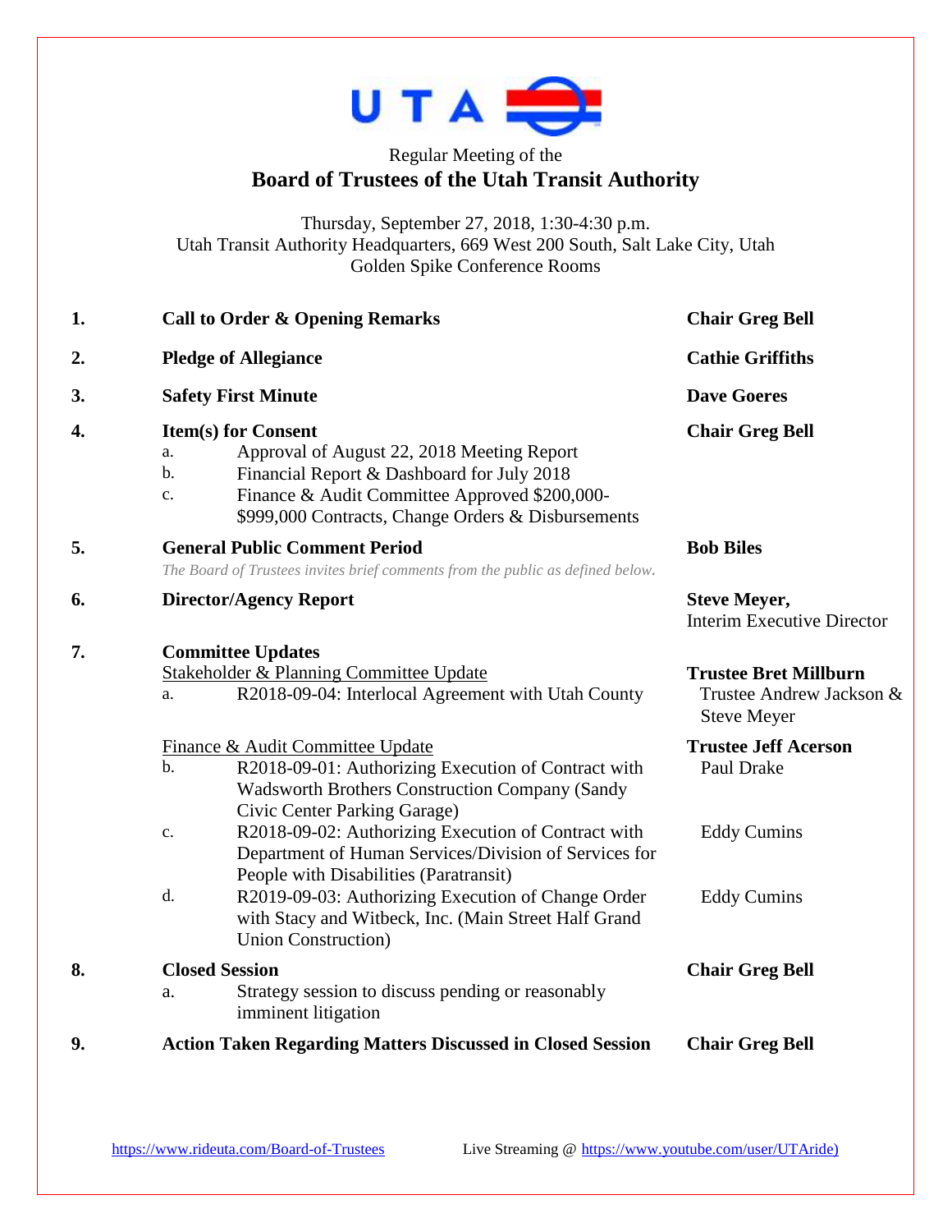UTA

Regular Meeting of the

# Board of Trustees of the Utah Transit Authority

Thursday, September 27, 2018, 1:30-4:30 p.m.
Utah Transit Authority Headquarters, 669 West 200 South, Salt Lake City, Utah
Golden Spike Conference Rooms

| | | |
|---|---|---|
| **1.** | **Call to Order & Opening Remarks** | **Chair Greg Bell** |
| **2.** | **Pledge of Allegiance** | **Cathie Griffiths** |
| **3.** | **Safety First Minute** | **Dave Goeres** |
| **4.** | **Item(s) for Consent**<br>a. Approval of August 22, 2018 Meeting Report<br>b. Financial Report & Dashboard for July 2018<br>c. Finance & Audit Committee Approved $200,000-$999,000 Contracts, Change Orders & Disbursements | **Chair Greg Bell** |
| **5.** | **General Public Comment Period**<br>*The Board of Trustees invites brief comments from the public as defined below.* | **Bob Biles** |
| **6.** | **Director/Agency Report** | **Steve Meyer,**<br>Interim Executive Director |
| **7.** | **Committee Updates**<br>Stakeholder & Planning Committee Update<br>a. R2018-09-04: Interlocal Agreement with Utah County | <br>**Trustee Bret Millburn**<br>Trustee Andrew Jackson & Steve Meyer |
| | Finance & Audit Committee Update<br>b. R2018-09-01: Authorizing Execution of Contract with Wadsworth Brothers Construction Company (Sandy Civic Center Parking Garage) | **Trustee Jeff Acerson**<br>Paul Drake |
| | c. R2018-09-02: Authorizing Execution of Contract with Department of Human Services/Division of Services for People with Disabilities (Paratransit) | Eddy Cumins |
| | d. R2019-09-03: Authorizing Execution of Change Order with Stacy and Witbeck, Inc. (Main Street Half Grand Union Construction) | Eddy Cumins |
| **8.** | **Closed Session**<br>a. Strategy session to discuss pending or reasonably imminent litigation | **Chair Greg Bell** |
| **9.** | **Action Taken Regarding Matters Discussed in Closed Session** | **Chair Greg Bell** |

https://www.rideuta.com/Board-of-Trustees  Live Streaming @ https://www.youtube.com/user/UTAride)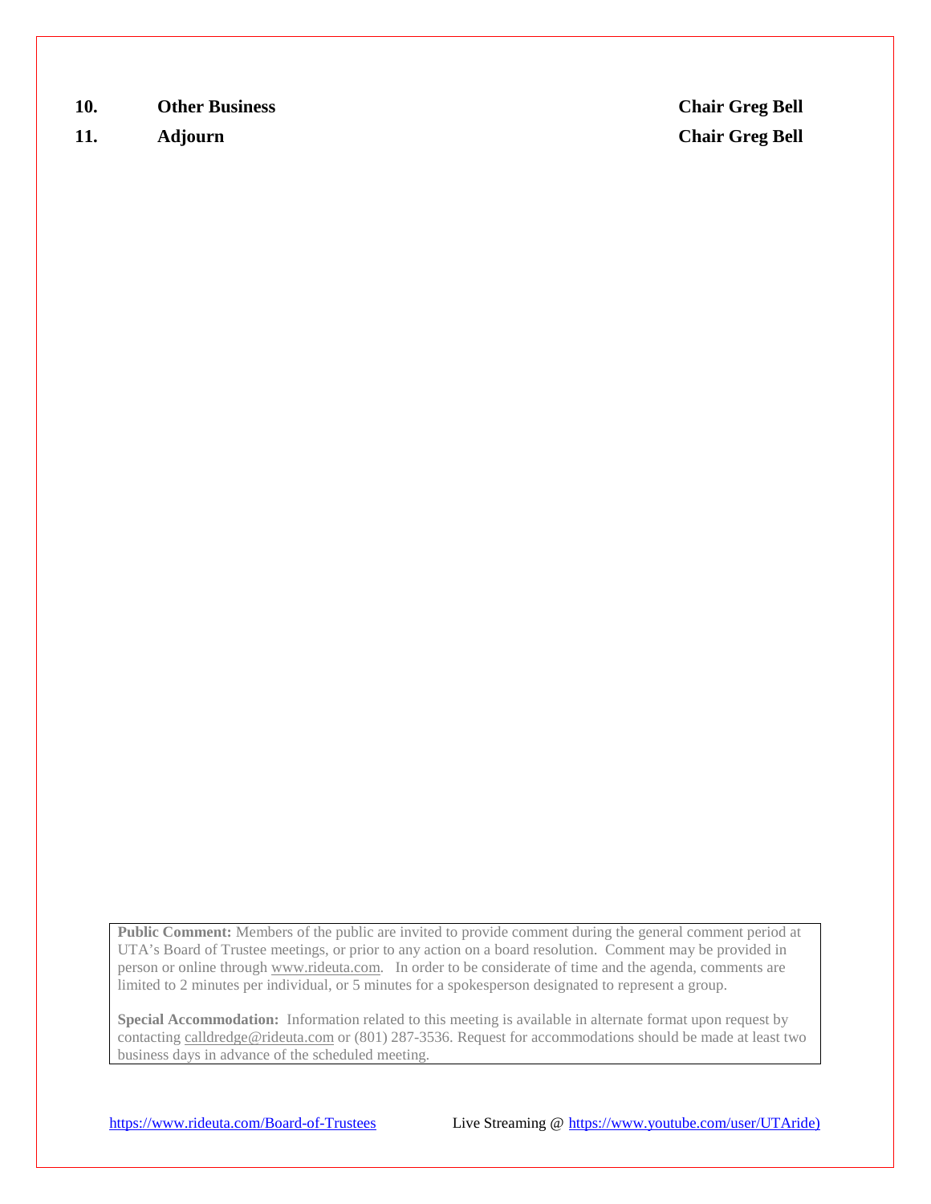**10.** **Other Business** **Chair Greg Bell**

**11.** **Adjourn** **Chair Greg Bell**

**Public Comment:** Members of the public are invited to provide comment during the general comment period at UTA's Board of Trustee meetings, or prior to any action on a board resolution. Comment may be provided in person or online through www.rideuta.com. In order to be considerate of time and the agenda, comments are limited to 2 minutes per individual, or 5 minutes for a spokesperson designated to represent a group.

**Special Accommodation:** Information related to this meeting is available in alternate format upon request by contacting calldredge@rideuta.com or (801) 287-3536. Request for accommodations should be made at least two business days in advance of the scheduled meeting.

https://www.rideuta.com/Board-of-Trustees Live Streaming @ https://www.youtube.com/user/UTAride)